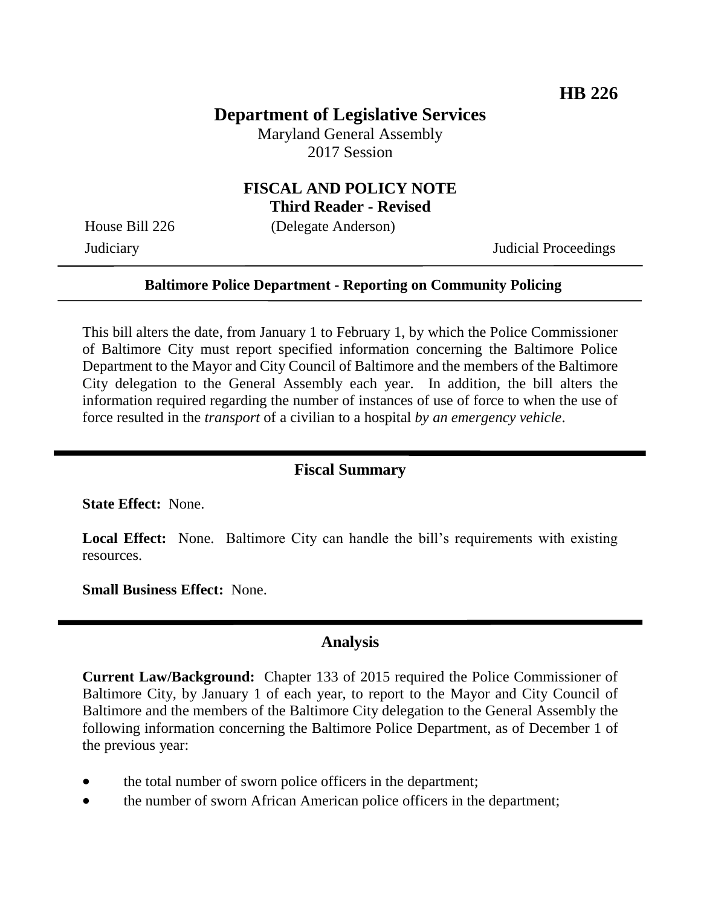**HB 226**

# Department of Legislative Services

Maryland General Assembly
2017 Session

## FISCAL AND POLICY NOTE
**Third Reader - Revised**

House Bill 226 (Delegate Anderson)

Judiciary Judicial Proceedings

---

**Baltimore Police Department - Reporting on Community Policing**

---

This bill alters the date, from January 1 to February 1, by which the Police Commissioner of Baltimore City must report specified information concerning the Baltimore Police Department to the Mayor and City Council of Baltimore and the members of the Baltimore City delegation to the General Assembly each year. In addition, the bill alters the information required regarding the number of instances of use of force to when the use of force resulted in the *transport* of a civilian to a hospital *by an emergency vehicle*.

---

## Fiscal Summary

**State Effect:** None.

**Local Effect:** None. Baltimore City can handle the bill's requirements with existing resources.

**Small Business Effect:** None.

---

## Analysis

**Current Law/Background:** Chapter 133 of 2015 required the Police Commissioner of Baltimore City, by January 1 of each year, to report to the Mayor and City Council of Baltimore and the members of the Baltimore City delegation to the General Assembly the following information concerning the Baltimore Police Department, as of December 1 of the previous year:

- the total number of sworn police officers in the department;
- the number of sworn African American police officers in the department;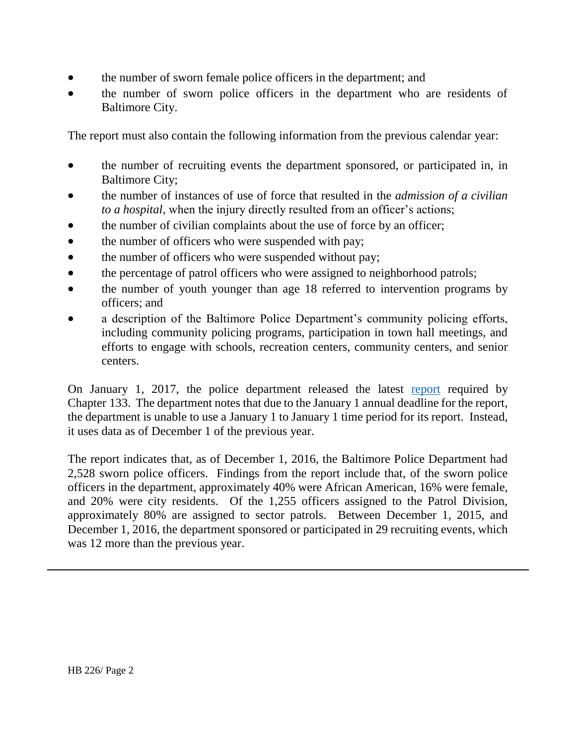- the number of sworn female police officers in the department; and
- the number of sworn police officers in the department who are residents of Baltimore City.

The report must also contain the following information from the previous calendar year:

- the number of recruiting events the department sponsored, or participated in, in Baltimore City;
- the number of instances of use of force that resulted in the *admission of a civilian to a hospital*, when the injury directly resulted from an officer's actions;
- the number of civilian complaints about the use of force by an officer;
- the number of officers who were suspended with pay;
- the number of officers who were suspended without pay;
- the percentage of patrol officers who were assigned to neighborhood patrols;
- the number of youth younger than age 18 referred to intervention programs by officers; and
- a description of the Baltimore Police Department's community policing efforts, including community policing programs, participation in town hall meetings, and efforts to engage with schools, recreation centers, community centers, and senior centers.

On January 1, 2017, the police department released the latest report required by Chapter 133. The department notes that due to the January 1 annual deadline for the report, the department is unable to use a January 1 to January 1 time period for its report. Instead, it uses data as of December 1 of the previous year.

The report indicates that, as of December 1, 2016, the Baltimore Police Department had 2,528 sworn police officers. Findings from the report include that, of the sworn police officers in the department, approximately 40% were African American, 16% were female, and 20% were city residents. Of the 1,255 officers assigned to the Patrol Division, approximately 80% are assigned to sector patrols. Between December 1, 2015, and December 1, 2016, the department sponsored or participated in 29 recruiting events, which was 12 more than the previous year.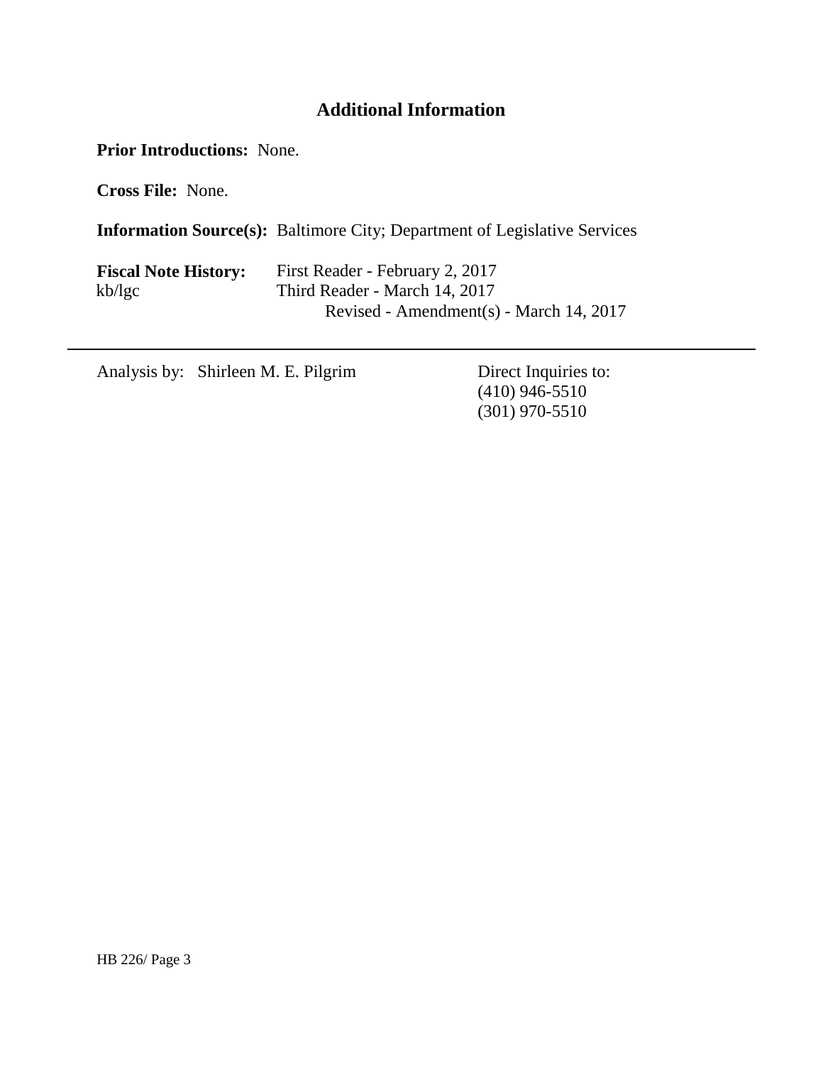## Additional Information

**Prior Introductions:** None.

**Cross File:** None.

**Information Source(s):** Baltimore City; Department of Legislative Services

**Fiscal Note History:** First Reader - February 2, 2017
kb/lgc Third Reader - March 14, 2017
Revised - Amendment(s) - March 14, 2017

---

Analysis by: Shirleen M. E. Pilgrim

Direct Inquiries to:
(410) 946-5510
(301) 970-5510